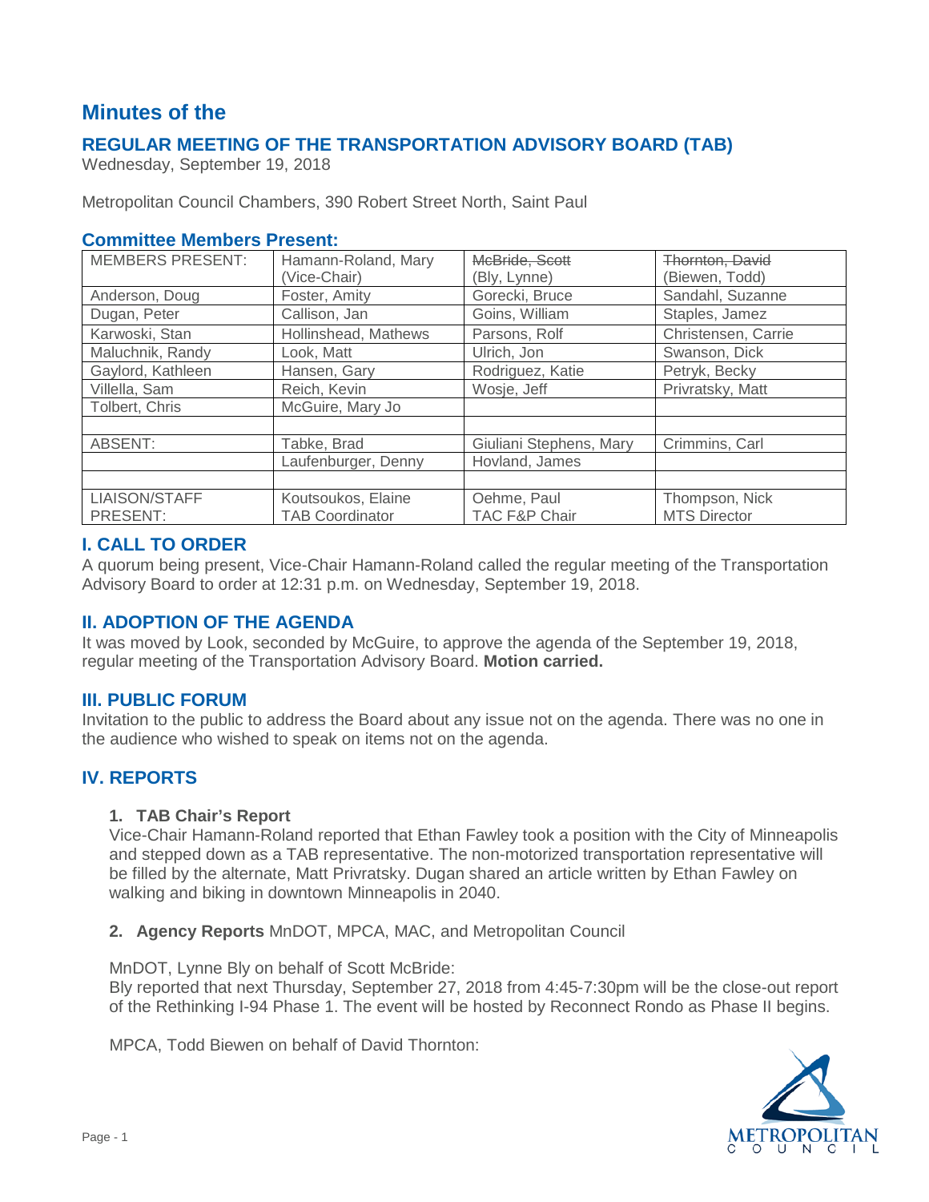# Minutes of the

## REGULAR MEETING OF THE TRANSPORTATION ADVISORY BOARD (TAB)

Wednesday, September 19, 2018

Metropolitan Council Chambers, 390 Robert Street North, Saint Paul

### Committee Members Present:

| MEMBERS PRESENT: | Hamann-Roland, Mary (Vice-Chair) | ~~McBride, Scott~~ (Bly, Lynne) | ~~Thornton, David~~ (Biewen, Todd) |
|---|---|---|---|
| Anderson, Doug | Foster, Amity | Gorecki, Bruce | Sandahl, Suzanne |
| Dugan, Peter | Callison, Jan | Goins, William | Staples, Jamez |
| Karwoski, Stan | Hollinshead, Mathews | Parsons, Rolf | Christensen, Carrie |
| Maluchnik, Randy | Look, Matt | Ulrich, Jon | Swanson, Dick |
| Gaylord, Kathleen | Hansen, Gary | Rodriguez, Katie | Petryk, Becky |
| Villella, Sam | Reich, Kevin | Wosje, Jeff | Privratsky, Matt |
| Tolbert, Chris | McGuire, Mary Jo | | |
| | | | |
| ABSENT: | Tabke, Brad | Giuliani Stephens, Mary | Crimmins, Carl |
| | Laufenburger, Denny | Hovland, James | |
| | | | |
| LIAISON/STAFF PRESENT: | Koutsoukos, Elaine TAB Coordinator | Oehme, Paul TAC F&P Chair | Thompson, Nick MTS Director |

## I. CALL TO ORDER

A quorum being present, Vice-Chair Hamann-Roland called the regular meeting of the Transportation Advisory Board to order at 12:31 p.m. on Wednesday, September 19, 2018.

## II. ADOPTION OF THE AGENDA

It was moved by Look, seconded by McGuire, to approve the agenda of the September 19, 2018, regular meeting of the Transportation Advisory Board. **Motion carried.**

## III. PUBLIC FORUM

Invitation to the public to address the Board about any issue not on the agenda. There was no one in the audience who wished to speak on items not on the agenda.

## IV. REPORTS

### 1. TAB Chair's Report

Vice-Chair Hamann-Roland reported that Ethan Fawley took a position with the City of Minneapolis and stepped down as a TAB representative. The non-motorized transportation representative will be filled by the alternate, Matt Privratsky. Dugan shared an article written by Ethan Fawley on walking and biking in downtown Minneapolis in 2040.

### 2. Agency Reports MnDOT, MPCA, MAC, and Metropolitan Council

MnDOT, Lynne Bly on behalf of Scott McBride:
Bly reported that next Thursday, September 27, 2018 from 4:45-7:30pm will be the close-out report of the Rethinking I-94 Phase 1. The event will be hosted by Reconnect Rondo as Phase II begins.

MPCA, Todd Biewen on behalf of David Thornton: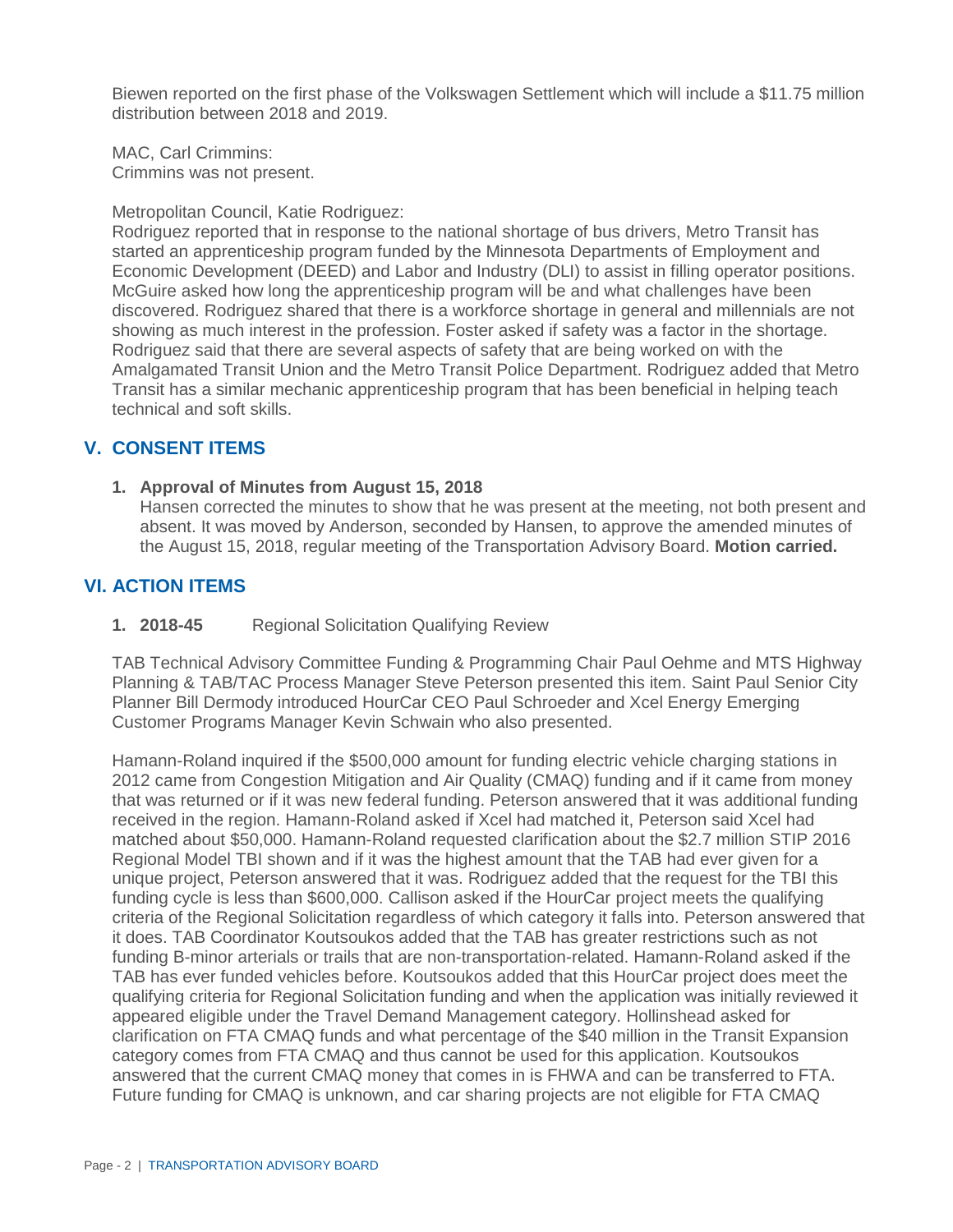Biewen reported on the first phase of the Volkswagen Settlement which will include a $11.75 million distribution between 2018 and 2019.

MAC, Carl Crimmins:
Crimmins was not present.

Metropolitan Council, Katie Rodriguez:
Rodriguez reported that in response to the national shortage of bus drivers, Metro Transit has started an apprenticeship program funded by the Minnesota Departments of Employment and Economic Development (DEED) and Labor and Industry (DLI) to assist in filling operator positions. McGuire asked how long the apprenticeship program will be and what challenges have been discovered. Rodriguez shared that there is a workforce shortage in general and millennials are not showing as much interest in the profession. Foster asked if safety was a factor in the shortage. Rodriguez said that there are several aspects of safety that are being worked on with the Amalgamated Transit Union and the Metro Transit Police Department. Rodriguez added that Metro Transit has a similar mechanic apprenticeship program that has been beneficial in helping teach technical and soft skills.

## V. CONSENT ITEMS

1. **Approval of Minutes from August 15, 2018**
   Hansen corrected the minutes to show that he was present at the meeting, not both present and absent. It was moved by Anderson, seconded by Hansen, to approve the amended minutes of the August 15, 2018, regular meeting of the Transportation Advisory Board. **Motion carried.**

## VI. ACTION ITEMS

1. **2018-45** Regional Solicitation Qualifying Review

TAB Technical Advisory Committee Funding & Programming Chair Paul Oehme and MTS Highway Planning & TAB/TAC Process Manager Steve Peterson presented this item. Saint Paul Senior City Planner Bill Dermody introduced HourCar CEO Paul Schroeder and Xcel Energy Emerging Customer Programs Manager Kevin Schwain who also presented.

Hamann-Roland inquired if the $500,000 amount for funding electric vehicle charging stations in 2012 came from Congestion Mitigation and Air Quality (CMAQ) funding and if it came from money that was returned or if it was new federal funding. Peterson answered that it was additional funding received in the region. Hamann-Roland asked if Xcel had matched it, Peterson said Xcel had matched about $50,000. Hamann-Roland requested clarification about the $2.7 million STIP 2016 Regional Model TBI shown and if it was the highest amount that the TAB had ever given for a unique project, Peterson answered that it was. Rodriguez added that the request for the TBI this funding cycle is less than $600,000. Callison asked if the HourCar project meets the qualifying criteria of the Regional Solicitation regardless of which category it falls into. Peterson answered that it does. TAB Coordinator Koutsoukos added that the TAB has greater restrictions such as not funding B-minor arterials or trails that are non-transportation-related. Hamann-Roland asked if the TAB has ever funded vehicles before. Koutsoukos added that this HourCar project does meet the qualifying criteria for Regional Solicitation funding and when the application was initially reviewed it appeared eligible under the Travel Demand Management category. Hollinshead asked for clarification on FTA CMAQ funds and what percentage of the $40 million in the Transit Expansion category comes from FTA CMAQ and thus cannot be used for this application. Koutsoukos answered that the current CMAQ money that comes in is FHWA and can be transferred to FTA. Future funding for CMAQ is unknown, and car sharing projects are not eligible for FTA CMAQ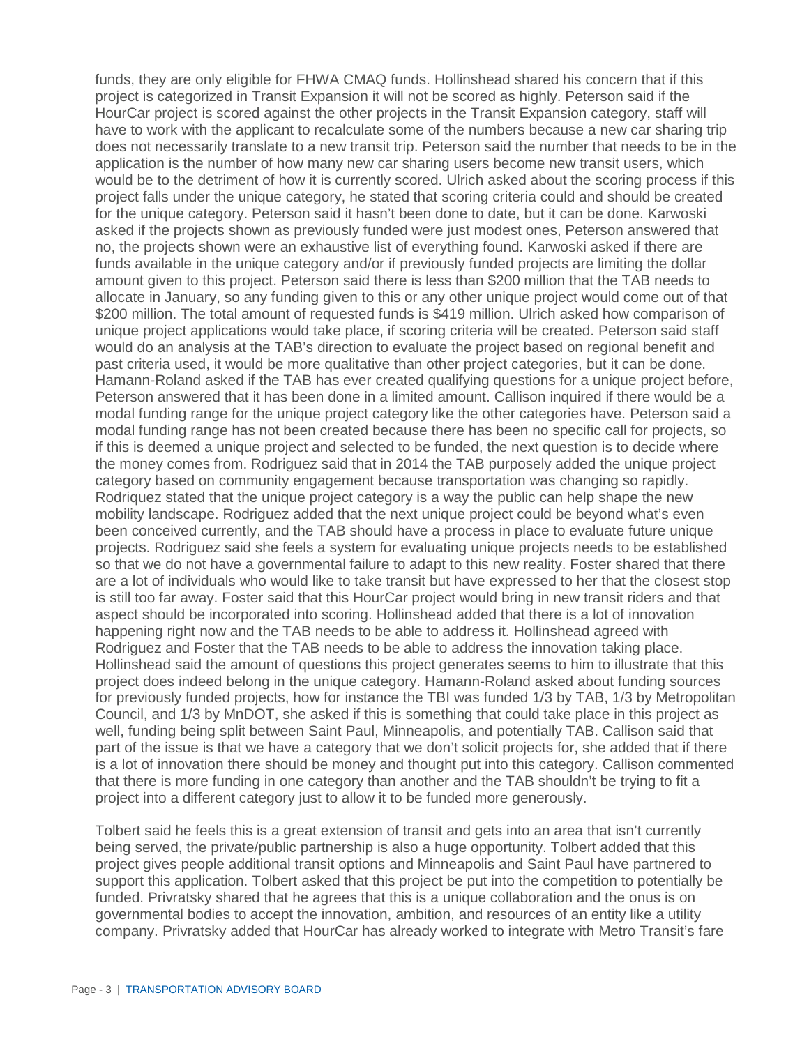funds, they are only eligible for FHWA CMAQ funds. Hollinshead shared his concern that if this project is categorized in Transit Expansion it will not be scored as highly. Peterson said if the HourCar project is scored against the other projects in the Transit Expansion category, staff will have to work with the applicant to recalculate some of the numbers because a new car sharing trip does not necessarily translate to a new transit trip. Peterson said the number that needs to be in the application is the number of how many new car sharing users become new transit users, which would be to the detriment of how it is currently scored. Ulrich asked about the scoring process if this project falls under the unique category, he stated that scoring criteria could and should be created for the unique category. Peterson said it hasn't been done to date, but it can be done. Karwoski asked if the projects shown as previously funded were just modest ones, Peterson answered that no, the projects shown were an exhaustive list of everything found. Karwoski asked if there are funds available in the unique category and/or if previously funded projects are limiting the dollar amount given to this project. Peterson said there is less than $200 million that the TAB needs to allocate in January, so any funding given to this or any other unique project would come out of that $200 million. The total amount of requested funds is $419 million. Ulrich asked how comparison of unique project applications would take place, if scoring criteria will be created. Peterson said staff would do an analysis at the TAB's direction to evaluate the project based on regional benefit and past criteria used, it would be more qualitative than other project categories, but it can be done. Hamann-Roland asked if the TAB has ever created qualifying questions for a unique project before, Peterson answered that it has been done in a limited amount. Callison inquired if there would be a modal funding range for the unique project category like the other categories have. Peterson said a modal funding range has not been created because there has been no specific call for projects, so if this is deemed a unique project and selected to be funded, the next question is to decide where the money comes from. Rodriguez said that in 2014 the TAB purposely added the unique project category based on community engagement because transportation was changing so rapidly. Rodriquez stated that the unique project category is a way the public can help shape the new mobility landscape. Rodriguez added that the next unique project could be beyond what's even been conceived currently, and the TAB should have a process in place to evaluate future unique projects. Rodriguez said she feels a system for evaluating unique projects needs to be established so that we do not have a governmental failure to adapt to this new reality. Foster shared that there are a lot of individuals who would like to take transit but have expressed to her that the closest stop is still too far away. Foster said that this HourCar project would bring in new transit riders and that aspect should be incorporated into scoring. Hollinshead added that there is a lot of innovation happening right now and the TAB needs to be able to address it. Hollinshead agreed with Rodriguez and Foster that the TAB needs to be able to address the innovation taking place. Hollinshead said the amount of questions this project generates seems to him to illustrate that this project does indeed belong in the unique category. Hamann-Roland asked about funding sources for previously funded projects, how for instance the TBI was funded 1/3 by TAB, 1/3 by Metropolitan Council, and 1/3 by MnDOT, she asked if this is something that could take place in this project as well, funding being split between Saint Paul, Minneapolis, and potentially TAB. Callison said that part of the issue is that we have a category that we don't solicit projects for, she added that if there is a lot of innovation there should be money and thought put into this category. Callison commented that there is more funding in one category than another and the TAB shouldn't be trying to fit a project into a different category just to allow it to be funded more generously.

Tolbert said he feels this is a great extension of transit and gets into an area that isn't currently being served, the private/public partnership is also a huge opportunity. Tolbert added that this project gives people additional transit options and Minneapolis and Saint Paul have partnered to support this application. Tolbert asked that this project be put into the competition to potentially be funded. Privratsky shared that he agrees that this is a unique collaboration and the onus is on governmental bodies to accept the innovation, ambition, and resources of an entity like a utility company. Privratsky added that HourCar has already worked to integrate with Metro Transit's fare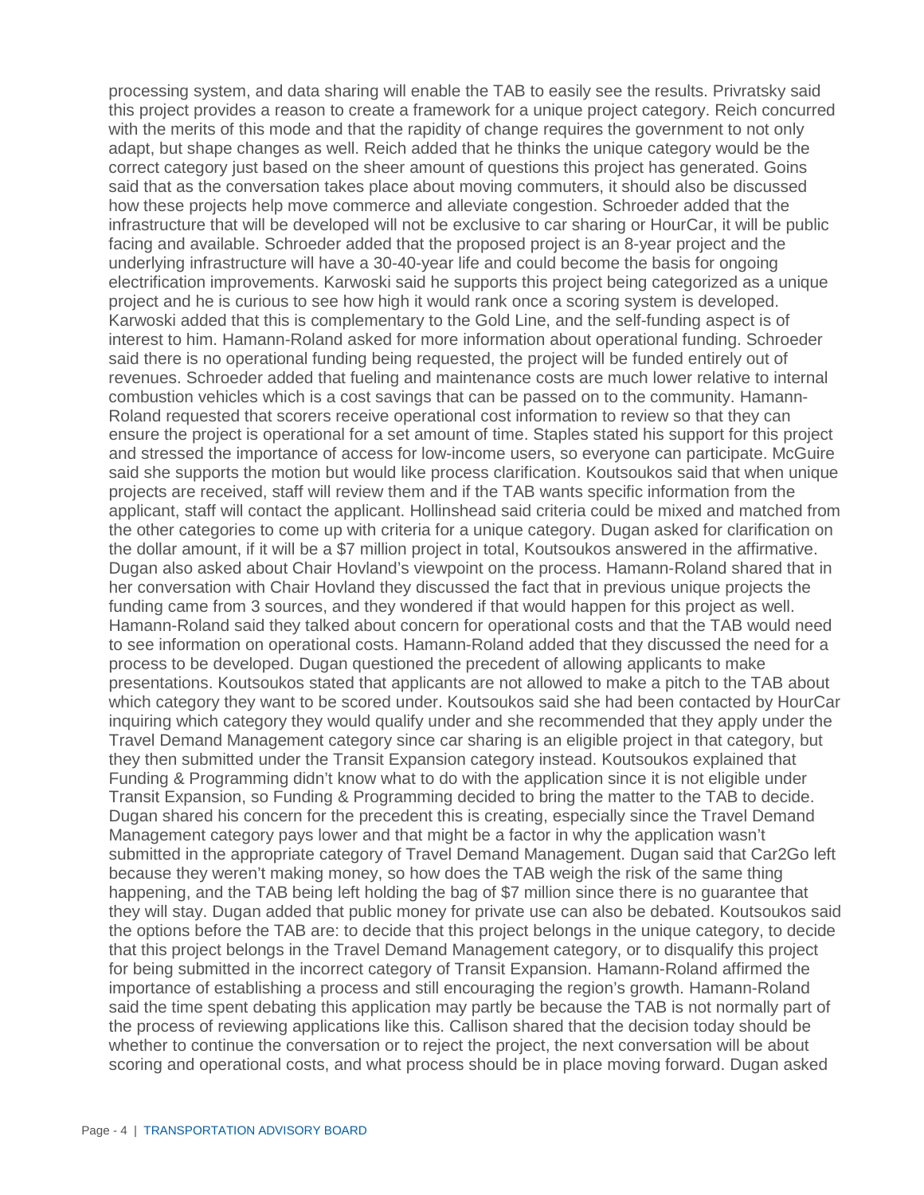processing system, and data sharing will enable the TAB to easily see the results. Privratsky said this project provides a reason to create a framework for a unique project category. Reich concurred with the merits of this mode and that the rapidity of change requires the government to not only adapt, but shape changes as well. Reich added that he thinks the unique category would be the correct category just based on the sheer amount of questions this project has generated. Goins said that as the conversation takes place about moving commuters, it should also be discussed how these projects help move commerce and alleviate congestion. Schroeder added that the infrastructure that will be developed will not be exclusive to car sharing or HourCar, it will be public facing and available. Schroeder added that the proposed project is an 8-year project and the underlying infrastructure will have a 30-40-year life and could become the basis for ongoing electrification improvements. Karwoski said he supports this project being categorized as a unique project and he is curious to see how high it would rank once a scoring system is developed. Karwoski added that this is complementary to the Gold Line, and the self-funding aspect is of interest to him. Hamann-Roland asked for more information about operational funding. Schroeder said there is no operational funding being requested, the project will be funded entirely out of revenues. Schroeder added that fueling and maintenance costs are much lower relative to internal combustion vehicles which is a cost savings that can be passed on to the community. Hamann-Roland requested that scorers receive operational cost information to review so that they can ensure the project is operational for a set amount of time. Staples stated his support for this project and stressed the importance of access for low-income users, so everyone can participate. McGuire said she supports the motion but would like process clarification. Koutsoukos said that when unique projects are received, staff will review them and if the TAB wants specific information from the applicant, staff will contact the applicant. Hollinshead said criteria could be mixed and matched from the other categories to come up with criteria for a unique category. Dugan asked for clarification on the dollar amount, if it will be a $7 million project in total, Koutsoukos answered in the affirmative. Dugan also asked about Chair Hovland's viewpoint on the process. Hamann-Roland shared that in her conversation with Chair Hovland they discussed the fact that in previous unique projects the funding came from 3 sources, and they wondered if that would happen for this project as well. Hamann-Roland said they talked about concern for operational costs and that the TAB would need to see information on operational costs. Hamann-Roland added that they discussed the need for a process to be developed. Dugan questioned the precedent of allowing applicants to make presentations. Koutsoukos stated that applicants are not allowed to make a pitch to the TAB about which category they want to be scored under. Koutsoukos said she had been contacted by HourCar inquiring which category they would qualify under and she recommended that they apply under the Travel Demand Management category since car sharing is an eligible project in that category, but they then submitted under the Transit Expansion category instead. Koutsoukos explained that Funding & Programming didn't know what to do with the application since it is not eligible under Transit Expansion, so Funding & Programming decided to bring the matter to the TAB to decide. Dugan shared his concern for the precedent this is creating, especially since the Travel Demand Management category pays lower and that might be a factor in why the application wasn't submitted in the appropriate category of Travel Demand Management. Dugan said that Car2Go left because they weren't making money, so how does the TAB weigh the risk of the same thing happening, and the TAB being left holding the bag of $7 million since there is no guarantee that they will stay. Dugan added that public money for private use can also be debated. Koutsoukos said the options before the TAB are: to decide that this project belongs in the unique category, to decide that this project belongs in the Travel Demand Management category, or to disqualify this project for being submitted in the incorrect category of Transit Expansion. Hamann-Roland affirmed the importance of establishing a process and still encouraging the region's growth. Hamann-Roland said the time spent debating this application may partly be because the TAB is not normally part of the process of reviewing applications like this. Callison shared that the decision today should be whether to continue the conversation or to reject the project, the next conversation will be about scoring and operational costs, and what process should be in place moving forward. Dugan asked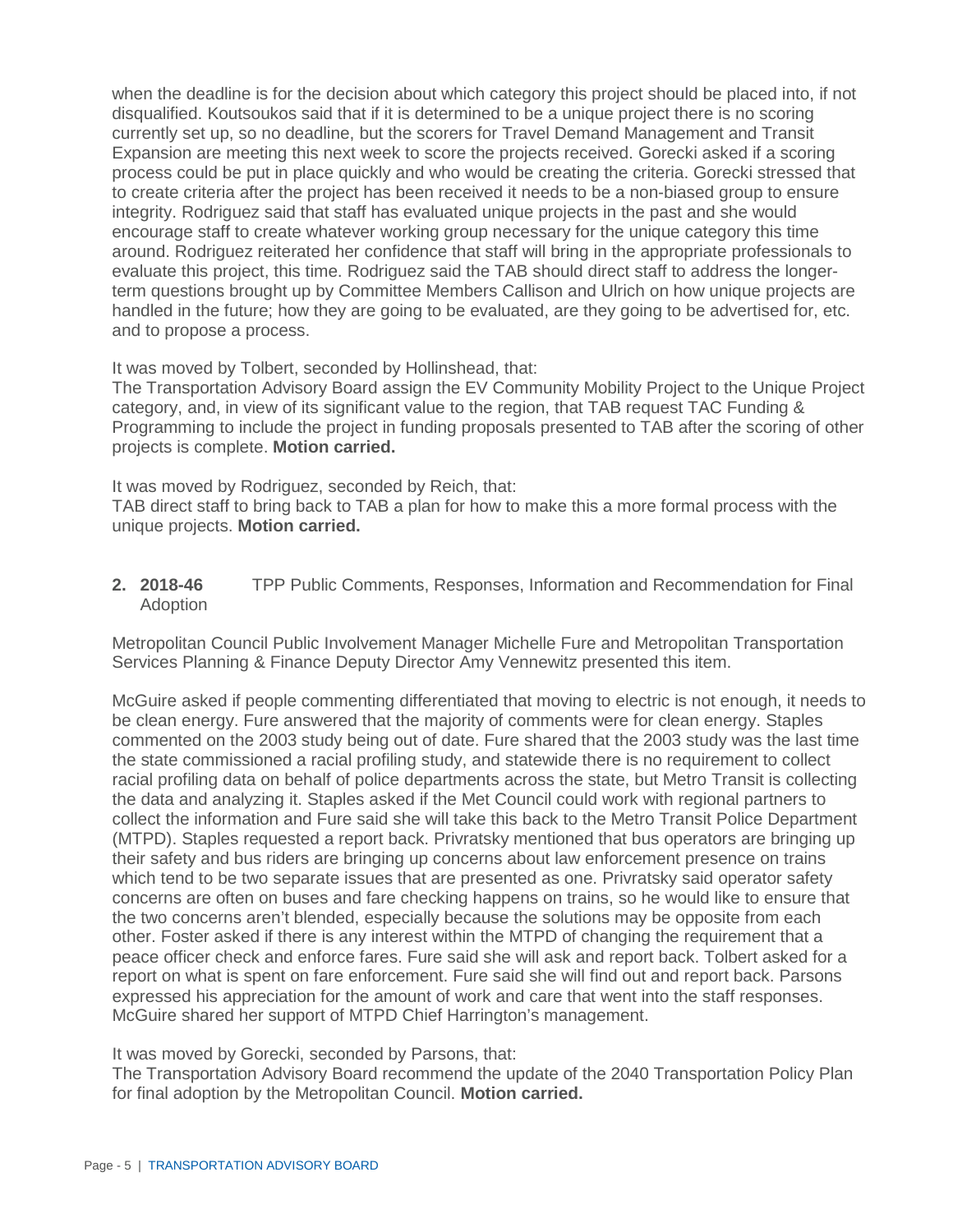when the deadline is for the decision about which category this project should be placed into, if not disqualified. Koutsoukos said that if it is determined to be a unique project there is no scoring currently set up, so no deadline, but the scorers for Travel Demand Management and Transit Expansion are meeting this next week to score the projects received. Gorecki asked if a scoring process could be put in place quickly and who would be creating the criteria. Gorecki stressed that to create criteria after the project has been received it needs to be a non-biased group to ensure integrity. Rodriguez said that staff has evaluated unique projects in the past and she would encourage staff to create whatever working group necessary for the unique category this time around. Rodriguez reiterated her confidence that staff will bring in the appropriate professionals to evaluate this project, this time. Rodriguez said the TAB should direct staff to address the longer-term questions brought up by Committee Members Callison and Ulrich on how unique projects are handled in the future; how they are going to be evaluated, are they going to be advertised for, etc. and to propose a process.

It was moved by Tolbert, seconded by Hollinshead, that:
The Transportation Advisory Board assign the EV Community Mobility Project to the Unique Project category, and, in view of its significant value to the region, that TAB request TAC Funding & Programming to include the project in funding proposals presented to TAB after the scoring of other projects is complete. **Motion carried.**

It was moved by Rodriguez, seconded by Reich, that:
TAB direct staff to bring back to TAB a plan for how to make this a more formal process with the unique projects. **Motion carried.**

**2. 2018-46** TPP Public Comments, Responses, Information and Recommendation for Final Adoption

Metropolitan Council Public Involvement Manager Michelle Fure and Metropolitan Transportation Services Planning & Finance Deputy Director Amy Vennewitz presented this item.

McGuire asked if people commenting differentiated that moving to electric is not enough, it needs to be clean energy. Fure answered that the majority of comments were for clean energy. Staples commented on the 2003 study being out of date. Fure shared that the 2003 study was the last time the state commissioned a racial profiling study, and statewide there is no requirement to collect racial profiling data on behalf of police departments across the state, but Metro Transit is collecting the data and analyzing it. Staples asked if the Met Council could work with regional partners to collect the information and Fure said she will take this back to the Metro Transit Police Department (MTPD). Staples requested a report back. Privratsky mentioned that bus operators are bringing up their safety and bus riders are bringing up concerns about law enforcement presence on trains which tend to be two separate issues that are presented as one. Privratsky said operator safety concerns are often on buses and fare checking happens on trains, so he would like to ensure that the two concerns aren't blended, especially because the solutions may be opposite from each other. Foster asked if there is any interest within the MTPD of changing the requirement that a peace officer check and enforce fares. Fure said she will ask and report back. Tolbert asked for a report on what is spent on fare enforcement. Fure said she will find out and report back. Parsons expressed his appreciation for the amount of work and care that went into the staff responses. McGuire shared her support of MTPD Chief Harrington's management.

It was moved by Gorecki, seconded by Parsons, that:
The Transportation Advisory Board recommend the update of the 2040 Transportation Policy Plan for final adoption by the Metropolitan Council. **Motion carried.**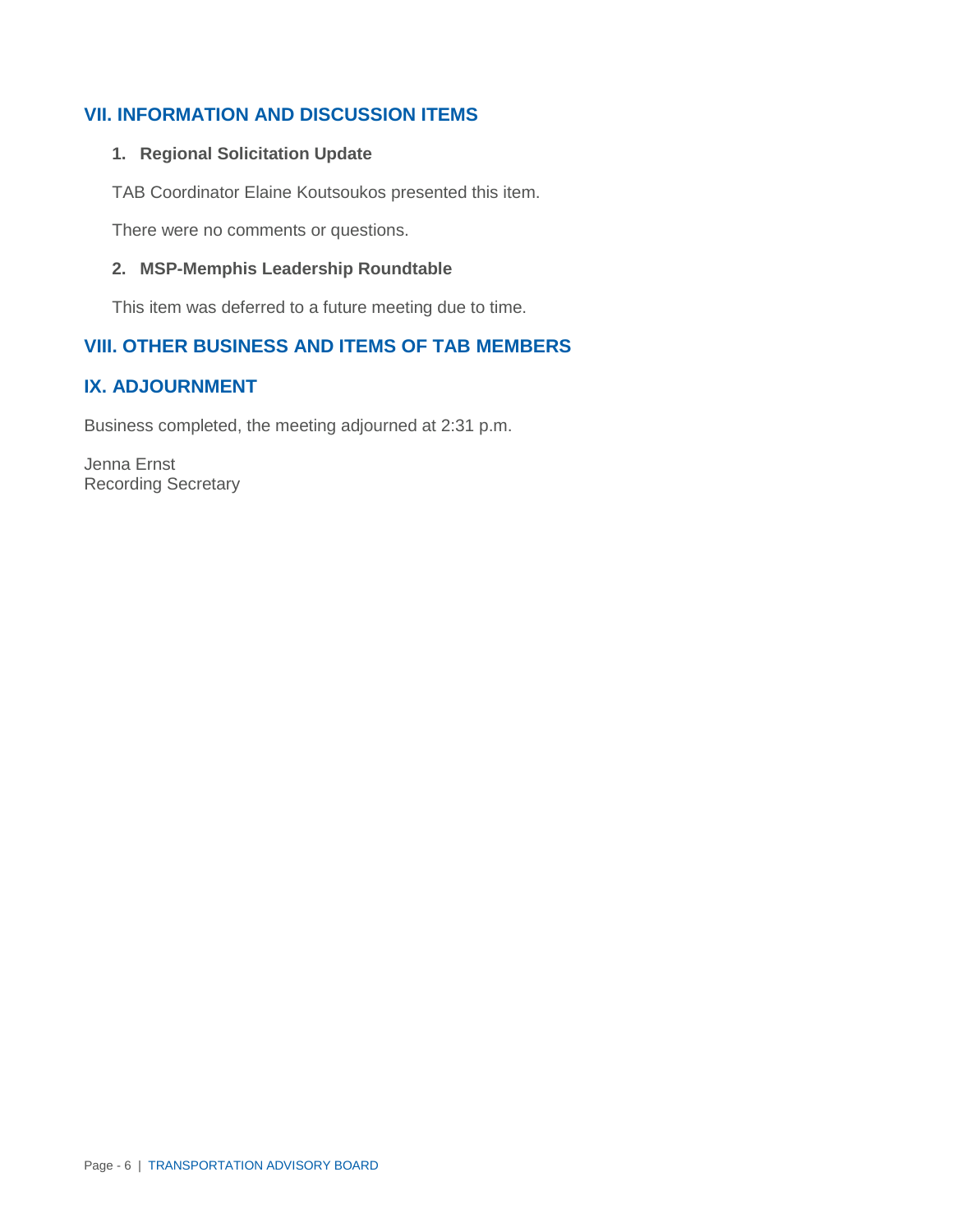## VII. INFORMATION AND DISCUSSION ITEMS

### 1. Regional Solicitation Update

TAB Coordinator Elaine Koutsoukos presented this item.

There were no comments or questions.

### 2. MSP-Memphis Leadership Roundtable

This item was deferred to a future meeting due to time.

## VIII. OTHER BUSINESS AND ITEMS OF TAB MEMBERS

## IX. ADJOURNMENT

Business completed, the meeting adjourned at 2:31 p.m.

Jenna Ernst
Recording Secretary